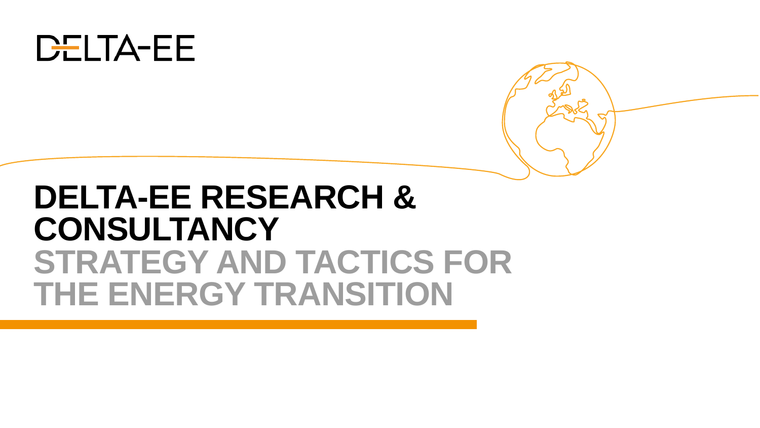DELTA-EE

# DELTA-EE RESEARCH & CONSULTANCY

## STRATEGY AND TACTICS FOR THE ENERGY TRANSITION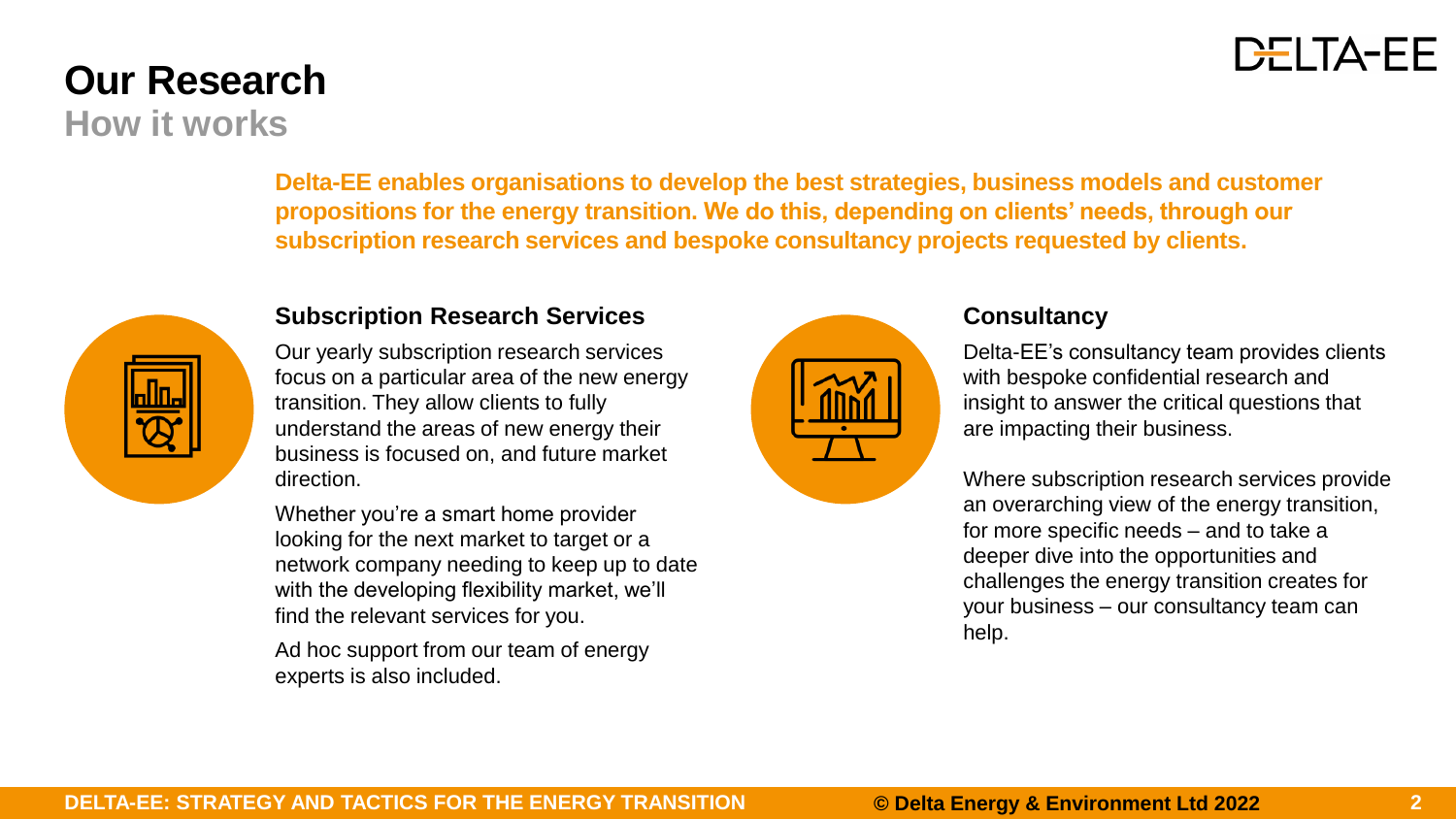# Our Research

## How it works

**Delta-EE enables organisations to develop the best strategies, business models and customer propositions for the energy transition. We do this, depending on clients' needs, through our subscription research services and bespoke consultancy projects requested by clients.**

### Subscription Research Services

Our yearly subscription research services focus on a particular area of the new energy transition. They allow clients to fully understand the areas of new energy their business is focused on, and future market direction.

Whether you're a smart home provider looking for the next market to target or a network company needing to keep up to date with the developing flexibility market, we'll find the relevant services for you.

Ad hoc support from our team of energy experts is also included.

### Consultancy

Delta-EE's consultancy team provides clients with bespoke confidential research and insight to answer the critical questions that are impacting their business.

Where subscription research services provide an overarching view of the energy transition, for more specific needs – and to take a deeper dive into the opportunities and challenges the energy transition creates for your business – our consultancy team can help.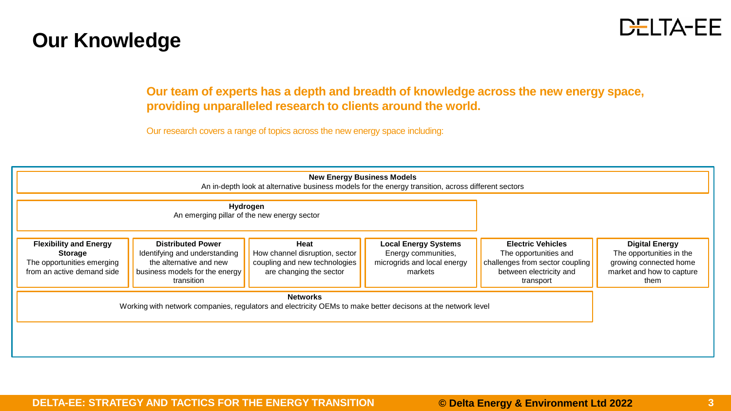# Our Knowledge

**Our team of experts has a depth and breadth of knowledge across the new energy space, providing unparalleled research to clients around the world.**

Our research covers a range of topics across the new energy space including:

**New Energy Business Models**
An in-depth look at alternative business models for the energy transition, across different sectors

**Hydrogen**
An emerging pillar of the new energy sector

**Flexibility and Energy Storage**
The opportunities emerging from an active demand side

**Distributed Power**
Identifying and understanding the alternative and new business models for the energy transition

**Heat**
How channel disruption, sector coupling and new technologies are changing the sector

**Local Energy Systems**
Energy communities, microgrids and local energy markets

**Electric Vehicles**
The opportunities and challenges from sector coupling between electricity and transport

**Digital Energy**
The opportunities in the growing connected home market and how to capture them

**Networks**
Working with network companies, regulators and electricity OEMs to make better decisons at the network level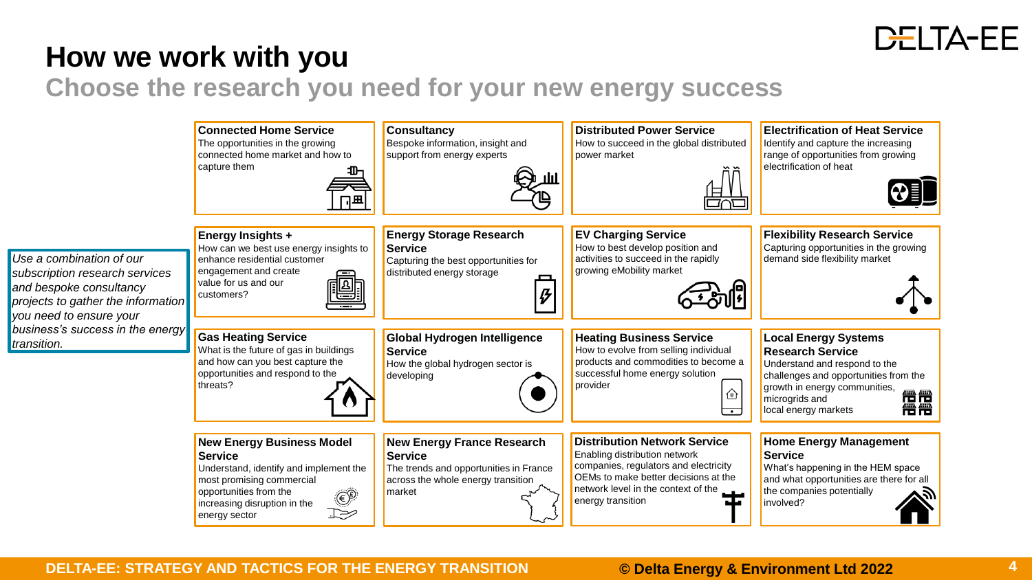# How we work with you

## Choose the research you need for your new energy success

*Use a combination of our subscription research services and bespoke consultancy projects to gather the information you need to ensure your business's success in the energy transition.*

**Connected Home Service**
The opportunities in the growing connected home market and how to capture them

**Consultancy**
Bespoke information, insight and support from energy experts

**Distributed Power Service**
How to succeed in the global distributed power market

**Electrification of Heat Service**
Identify and capture the increasing range of opportunities from growing electrification of heat

**Energy Insights +**
How can we best use energy insights to enhance residential customer engagement and create value for us and our customers?

**Energy Storage Research Service**
Capturing the best opportunities for distributed energy storage

**EV Charging Service**
How to best develop position and activities to succeed in the rapidly growing eMobility market

**Flexibility Research Service**
Capturing opportunities in the growing demand side flexibility market

**Gas Heating Service**
What is the future of gas in buildings and how can you best capture the opportunities and respond to the threats?

**Global Hydrogen Intelligence Service**
How the global hydrogen sector is developing

**Heating Business Service**
How to evolve from selling individual products and commodities to become a successful home energy solution provider

**Local Energy Systems Research Service**
Understand and respond to the challenges and opportunities from the growth in energy communities, microgrids and local energy markets

**New Energy Business Model Service**
Understand, identify and implement the most promising commercial opportunities from the increasing disruption in the energy sector

**New Energy France Research Service**
The trends and opportunities in France across the whole energy transition market

**Distribution Network Service**
Enabling distribution network companies, regulators and electricity OEMs to make better decisions at the network level in the context of the energy transition

**Home Energy Management Service**
What's happening in the HEM space and what opportunities are there for all the companies potentially involved?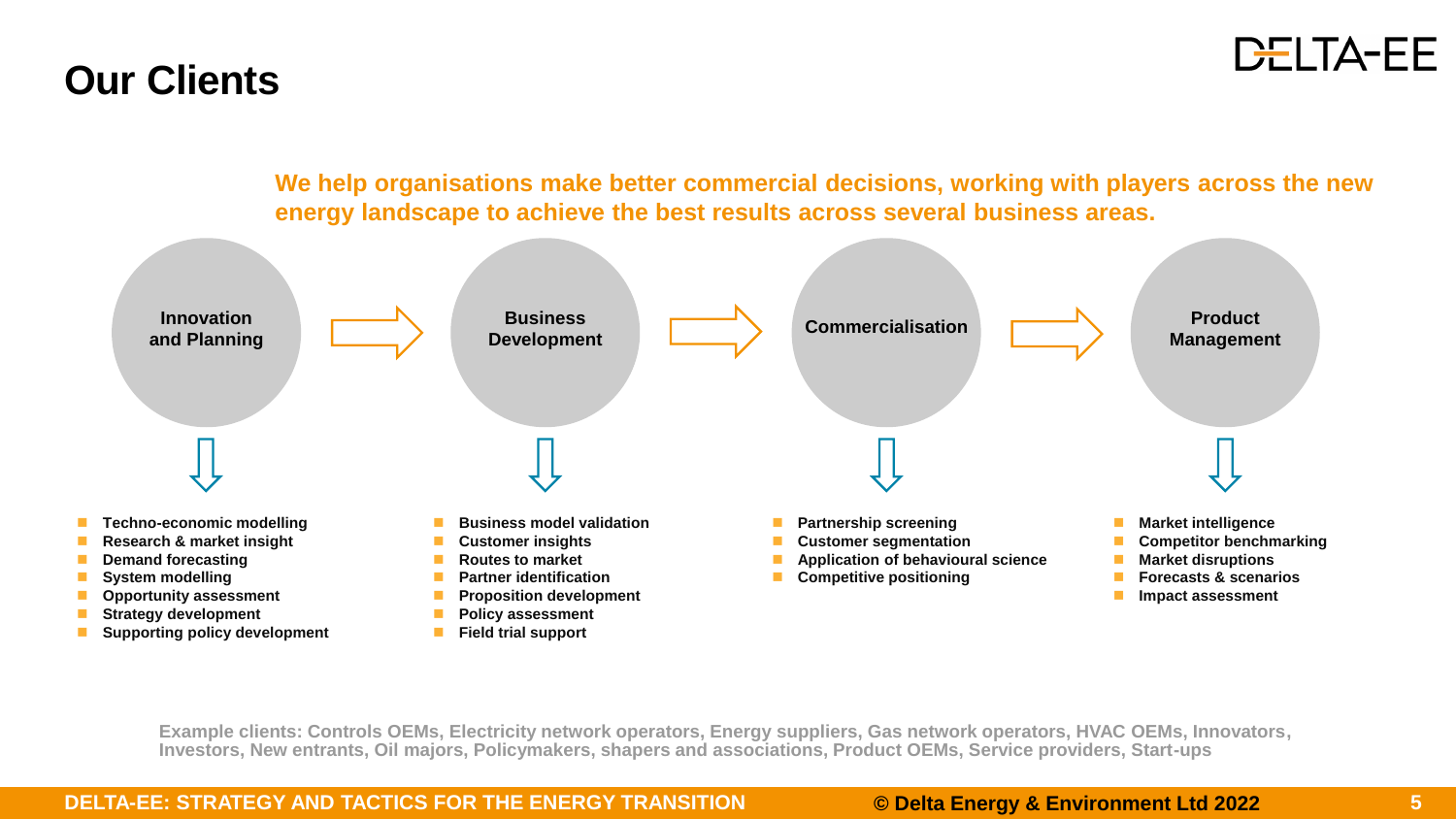# Our Clients

**We help organisations make better commercial decisions, working with players across the new energy landscape to achieve the best results across several business areas.**

**Innovation and Planning** → **Business Development** → **Commercialisation** → **Product Management**

### Innovation and Planning

- Techno-economic modelling
- Research & market insight
- Demand forecasting
- System modelling
- Opportunity assessment
- Strategy development
- Supporting policy development

### Business Development

- Business model validation
- Customer insights
- Routes to market
- Partner identification
- Proposition development
- Policy assessment
- Field trial support

### Commercialisation

- Partnership screening
- Customer segmentation
- Application of behavioural science
- Competitive positioning

### Product Management

- Market intelligence
- Competitor benchmarking
- Market disruptions
- Forecasts & scenarios
- Impact assessment

Example clients: Controls OEMs, Electricity network operators, Energy suppliers, Gas network operators, HVAC OEMs, Innovators, Investors, New entrants, Oil majors, Policymakers, shapers and associations, Product OEMs, Service providers, Start-ups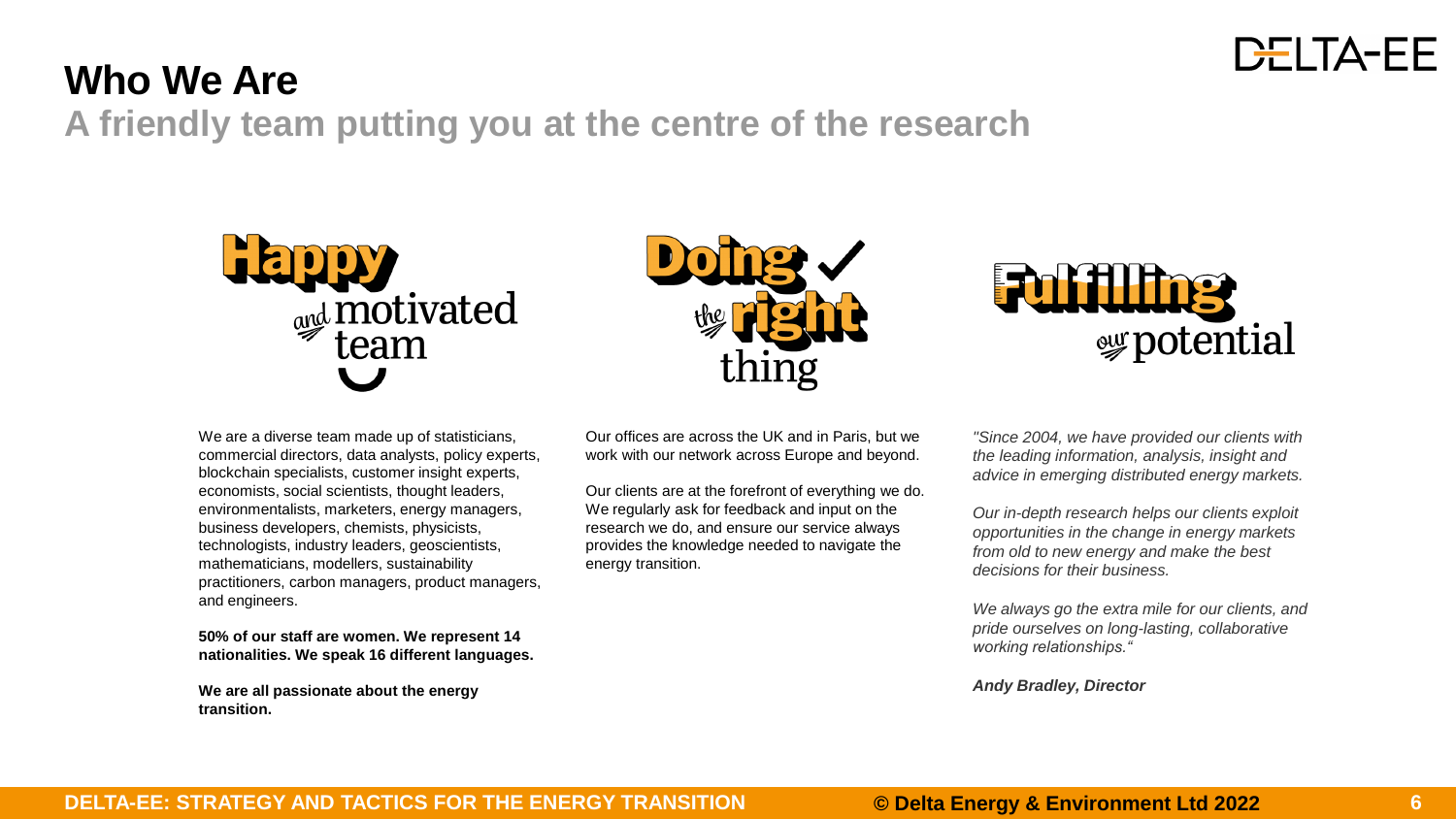# Who We Are

## A friendly team putting you at the centre of the research

**Happy** and motivated team

**Doing** the **right** thing

**Fulfilling** our potential

We are a diverse team made up of statisticians, commercial directors, data analysts, policy experts, blockchain specialists, customer insight experts, economists, social scientists, thought leaders, environmentalists, marketers, energy managers, business developers, chemists, physicists, technologists, industry leaders, geoscientists, mathematicians, modellers, sustainability practitioners, carbon managers, product managers, and engineers.

**50% of our staff are women. We represent 14 nationalities. We speak 16 different languages.**

**We are all passionate about the energy transition.**

Our offices are across the UK and in Paris, but we work with our network across Europe and beyond.

Our clients are at the forefront of everything we do. We regularly ask for feedback and input on the research we do, and ensure our service always provides the knowledge needed to navigate the energy transition.

*"Since 2004, we have provided our clients with the leading information, analysis, insight and advice in emerging distributed energy markets.*

*Our in-depth research helps our clients exploit opportunities in the change in energy markets from old to new energy and make the best decisions for their business.*

*We always go the extra mile for our clients, and pride ourselves on long-lasting, collaborative working relationships."*

***Andy Bradley, Director***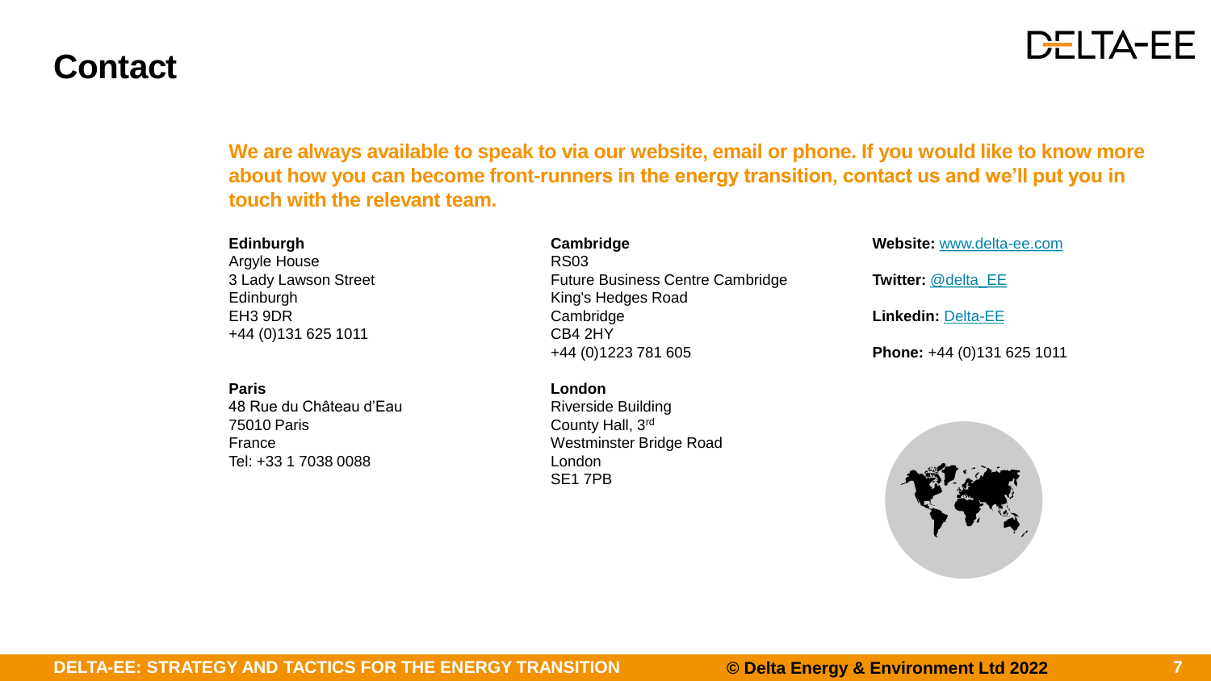# Contact

**We are always available to speak to via our website, email or phone. If you would like to know more about how you can become front-runners in the energy transition, contact us and we'll put you in touch with the relevant team.**

**Edinburgh**
Argyle House
3 Lady Lawson Street
Edinburgh
EH3 9DR
+44 (0)131 625 1011

**Paris**
48 Rue du Château d'Eau
75010 Paris
France
Tel: +33 1 7038 0088

**Cambridge**
RS03
Future Business Centre Cambridge
King's Hedges Road
Cambridge
CB4 2HY
+44 (0)1223 781 605

**London**
Riverside Building
County Hall, 3rd
Westminster Bridge Road
London
SE1 7PB

**Website:** www.delta-ee.com

**Twitter:** @delta_EE

**Linkedin:** Delta-EE

**Phone:** +44 (0)131 625 1011